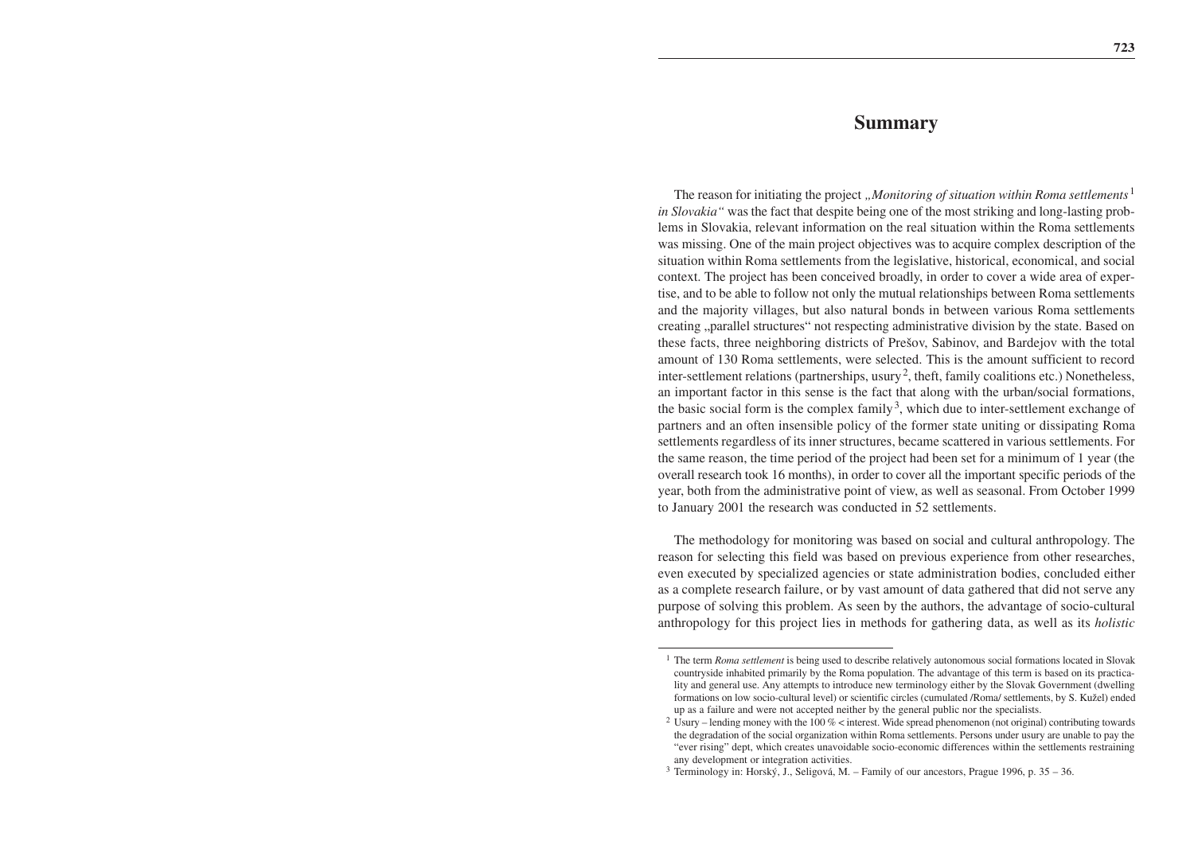# Summary

The reason for initiating the project *„Monitoring of situation within Roma settlements*[1] *in Slovakia"* was the fact that despite being one of the most striking and long-lasting problems in Slovakia, relevant information on the real situation within the Roma settlements was missing. One of the main project objectives was to acquire complex description of the situation within Roma settlements from the legislative, historical, economical, and social context. The project has been conceived broadly, in order to cover a wide area of expertise, and to be able to follow not only the mutual relationships between Roma settlements and the majority villages, but also natural bonds in between various Roma settlements creating „parallel structures" not respecting administrative division by the state. Based on these facts, three neighboring districts of Prešov, Sabinov, and Bardejov with the total amount of 130 Roma settlements, were selected. This is the amount sufficient to record inter-settlement relations (partnerships, usury[2], theft, family coalitions etc.) Nonetheless, an important factor in this sense is the fact that along with the urban/social formations, the basic social form is the complex family[3], which due to inter-settlement exchange of partners and an often insensible policy of the former state uniting or dissipating Roma settlements regardless of its inner structures, became scattered in various settlements. For the same reason, the time period of the project had been set for a minimum of 1 year (the overall research took 16 months), in order to cover all the important specific periods of the year, both from the administrative point of view, as well as seasonal. From October 1999 to January 2001 the research was conducted in 52 settlements.

The methodology for monitoring was based on social and cultural anthropology. The reason for selecting this field was based on previous experience from other researches, even executed by specialized agencies or state administration bodies, concluded either as a complete research failure, or by vast amount of data gathered that did not serve any purpose of solving this problem. As seen by the authors, the advantage of socio-cultural anthropology for this project lies in methods for gathering data, as well as its *holistic*

---

[1] The term *Roma settlement* is being used to describe relatively autonomous social formations located in Slovak countryside inhabited primarily by the Roma population. The advantage of this term is based on its practicality and general use. Any attempts to introduce new terminology either by the Slovak Government (dwelling formations on low socio-cultural level) or scientific circles (cumulated /Roma/ settlements, by S. Kužel) ended up as a failure and were not accepted neither by the general public nor the specialists.

[2] Usury – lending money with the 100 % < interest. Wide spread phenomenon (not original) contributing towards the degradation of the social organization within Roma settlements. Persons under usury are unable to pay the "ever rising" dept, which creates unavoidable socio-economic differences within the settlements restraining any development or integration activities.

[3] Terminology in: Horský, J., Seligová, M. – Family of our ancestors, Prague 1996, p. 35 – 36.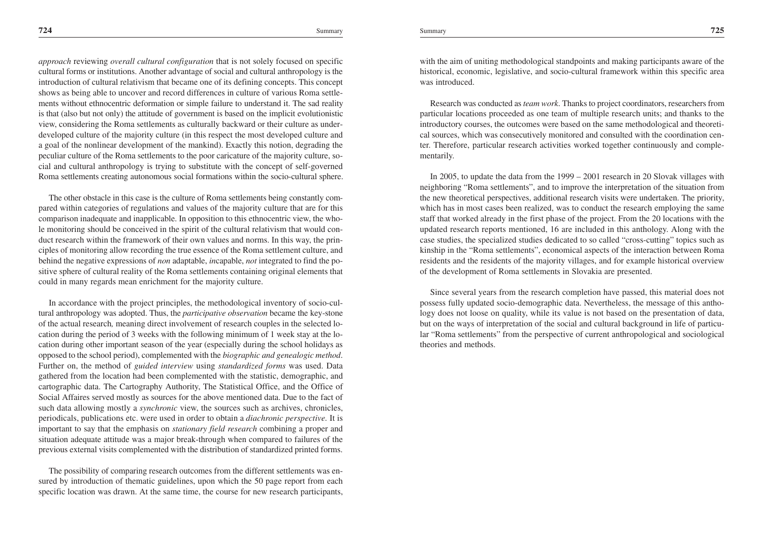*approach* reviewing *overall cultural configuration* that is not solely focused on specific cultural forms or institutions. Another advantage of social and cultural anthropology is the introduction of cultural relativism that became one of its defining concepts. This concept shows as being able to uncover and record differences in culture of various Roma settlements without ethnocentric deformation or simple failure to understand it. The sad reality is that (also but not only) the attitude of government is based on the implicit evolutionistic view, considering the Roma settlements as culturally backward or their culture as underdeveloped culture of the majority culture (in this respect the most developed culture and a goal of the nonlinear development of the mankind). Exactly this notion, degrading the peculiar culture of the Roma settlements to the poor caricature of the majority culture, social and cultural anthropology is trying to substitute with the concept of self-governed Roma settlements creating autonomous social formations within the socio-cultural sphere.

The other obstacle in this case is the culture of Roma settlements being constantly compared within categories of regulations and values of the majority culture that are for this comparison inadequate and inapplicable. In opposition to this ethnocentric view, the whole monitoring should be conceived in the spirit of the cultural relativism that would conduct research within the framework of their own values and norms. In this way, the principles of monitoring allow recording the true essence of the Roma settlement culture, and behind the negative expressions of *non* adaptable, *in*capable, *not* integrated to find the positive sphere of cultural reality of the Roma settlements containing original elements that could in many regards mean enrichment for the majority culture.

In accordance with the project principles, the methodological inventory of socio-cultural anthropology was adopted. Thus, the *participative observation* became the key-stone of the actual research, meaning direct involvement of research couples in the selected location during the period of 3 weeks with the following minimum of 1 week stay at the location during other important season of the year (especially during the school holidays as opposed to the school period), complemented with the *biographic and genealogic method*. Further on, the method of *guided interview* using *standardized forms* was used. Data gathered from the location had been complemented with the statistic, demographic, and cartographic data. The Cartography Authority, The Statistical Office, and the Office of Social Affaires served mostly as sources for the above mentioned data. Due to the fact of such data allowing mostly a *synchronic* view, the sources such as archives, chronicles, periodicals, publications etc. were used in order to obtain a *diachronic perspective*. It is important to say that the emphasis on *stationary field research* combining a proper and situation adequate attitude was a major break-through when compared to failures of the previous external visits complemented with the distribution of standardized printed forms.

The possibility of comparing research outcomes from the different settlements was ensured by introduction of thematic guidelines, upon which the 50 page report from each specific location was drawn. At the same time, the course for new research participants, with the aim of uniting methodological standpoints and making participants aware of the historical, economic, legislative, and socio-cultural framework within this specific area was introduced.

Research was conducted as *team work*. Thanks to project coordinators, researchers from particular locations proceeded as one team of multiple research units; and thanks to the introductory courses, the outcomes were based on the same methodological and theoretical sources, which was consecutively monitored and consulted with the coordination center. Therefore, particular research activities worked together continuously and complementarily.

In 2005, to update the data from the 1999 – 2001 research in 20 Slovak villages with neighboring "Roma settlements", and to improve the interpretation of the situation from the new theoretical perspectives, additional research visits were undertaken. The priority, which has in most cases been realized, was to conduct the research employing the same staff that worked already in the first phase of the project. From the 20 locations with the updated research reports mentioned, 16 are included in this anthology. Along with the case studies, the specialized studies dedicated to so called "cross-cutting" topics such as kinship in the "Roma settlements", economical aspects of the interaction between Roma residents and the residents of the majority villages, and for example historical overview of the development of Roma settlements in Slovakia are presented.

Since several years from the research completion have passed, this material does not possess fully updated socio-demographic data. Nevertheless, the message of this anthology does not loose on quality, while its value is not based on the presentation of data, but on the ways of interpretation of the social and cultural background in life of particular "Roma settlements" from the perspective of current anthropological and sociological theories and methods.